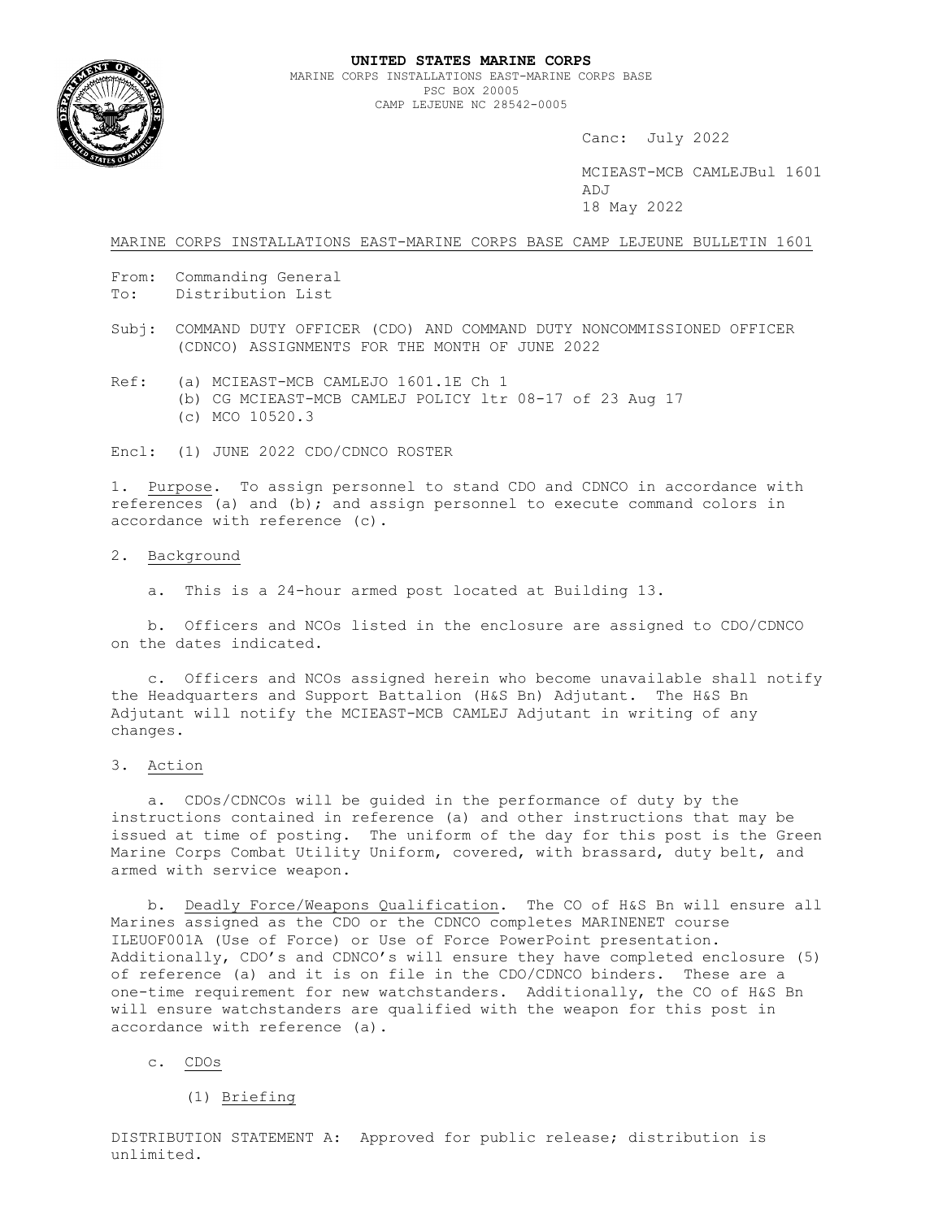**UNITED STATES MARINE CORPS**
MARINE CORPS INSTALLATIONS EAST-MARINE CORPS BASE
PSC BOX 20005
CAMP LEJEUNE NC 28542-0005

Canc: July 2022

MCIEAST-MCB CAMLEJBul 1601
ADJ
18 May 2022

MARINE CORPS INSTALLATIONS EAST-MARINE CORPS BASE CAMP LEJEUNE BULLETIN 1601

From: Commanding General
To: Distribution List

Subj: COMMAND DUTY OFFICER (CDO) AND COMMAND DUTY NONCOMMISSIONED OFFICER (CDNCO) ASSIGNMENTS FOR THE MONTH OF JUNE 2022

Ref: (a) MCIEAST-MCB CAMLEJO 1601.1E Ch 1
(b) CG MCIEAST-MCB CAMLEJ POLICY ltr 08-17 of 23 Aug 17
(c) MCO 10520.3

Encl: (1) JUNE 2022 CDO/CDNCO ROSTER

1. Purpose. To assign personnel to stand CDO and CDNCO in accordance with references (a) and (b); and assign personnel to execute command colors in accordance with reference (c).

2. Background

a. This is a 24-hour armed post located at Building 13.

b. Officers and NCOs listed in the enclosure are assigned to CDO/CDNCO on the dates indicated.

c. Officers and NCOs assigned herein who become unavailable shall notify the Headquarters and Support Battalion (H&S Bn) Adjutant. The H&S Bn Adjutant will notify the MCIEAST-MCB CAMLEJ Adjutant in writing of any changes.

3. Action

a. CDOs/CDNCOs will be guided in the performance of duty by the instructions contained in reference (a) and other instructions that may be issued at time of posting. The uniform of the day for this post is the Green Marine Corps Combat Utility Uniform, covered, with brassard, duty belt, and armed with service weapon.

b. Deadly Force/Weapons Qualification. The CO of H&S Bn will ensure all Marines assigned as the CDO or the CDNCO completes MARINENET course ILEUOF001A (Use of Force) or Use of Force PowerPoint presentation. Additionally, CDO's and CDNCO's will ensure they have completed enclosure (5) of reference (a) and it is on file in the CDO/CDNCO binders. These are a one-time requirement for new watchstanders. Additionally, the CO of H&S Bn will ensure watchstanders are qualified with the weapon for this post in accordance with reference (a).

c. CDOs

(1) Briefing

DISTRIBUTION STATEMENT A: Approved for public release; distribution is unlimited.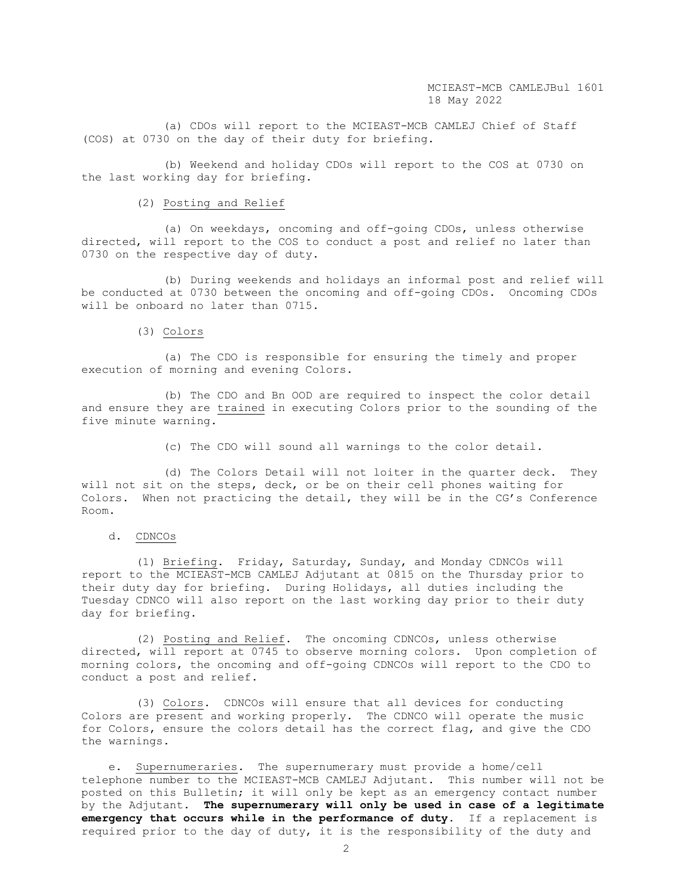(a) CDOs will report to the MCIEAST-MCB CAMLEJ Chief of Staff (COS) at 0730 on the day of their duty for briefing.

(b) Weekend and holiday CDOs will report to the COS at 0730 on the last working day for briefing.

(2) Posting and Relief

(a) On weekdays, oncoming and off-going CDOs, unless otherwise directed, will report to the COS to conduct a post and relief no later than 0730 on the respective day of duty.

(b) During weekends and holidays an informal post and relief will be conducted at 0730 between the oncoming and off-going CDOs. Oncoming CDOs will be onboard no later than 0715.

(3) Colors

(a) The CDO is responsible for ensuring the timely and proper execution of morning and evening Colors.

(b) The CDO and Bn OOD are required to inspect the color detail and ensure they are trained in executing Colors prior to the sounding of the five minute warning.

(c) The CDO will sound all warnings to the color detail.

(d) The Colors Detail will not loiter in the quarter deck. They will not sit on the steps, deck, or be on their cell phones waiting for Colors. When not practicing the detail, they will be in the CG's Conference Room.

d. CDNCOs

(1) Briefing. Friday, Saturday, Sunday, and Monday CDNCOs will report to the MCIEAST-MCB CAMLEJ Adjutant at 0815 on the Thursday prior to their duty day for briefing. During Holidays, all duties including the Tuesday CDNCO will also report on the last working day prior to their duty day for briefing.

(2) Posting and Relief. The oncoming CDNCOs, unless otherwise directed, will report at 0745 to observe morning colors. Upon completion of morning colors, the oncoming and off-going CDNCOs will report to the CDO to conduct a post and relief.

(3) Colors. CDNCOs will ensure that all devices for conducting Colors are present and working properly. The CDNCO will operate the music for Colors, ensure the colors detail has the correct flag, and give the CDO the warnings.

e. Supernumeraries. The supernumerary must provide a home/cell telephone number to the MCIEAST-MCB CAMLEJ Adjutant. This number will not be posted on this Bulletin; it will only be kept as an emergency contact number by the Adjutant. **The supernumerary will only be used in case of a legitimate emergency that occurs while in the performance of duty.** If a replacement is required prior to the day of duty, it is the responsibility of the duty and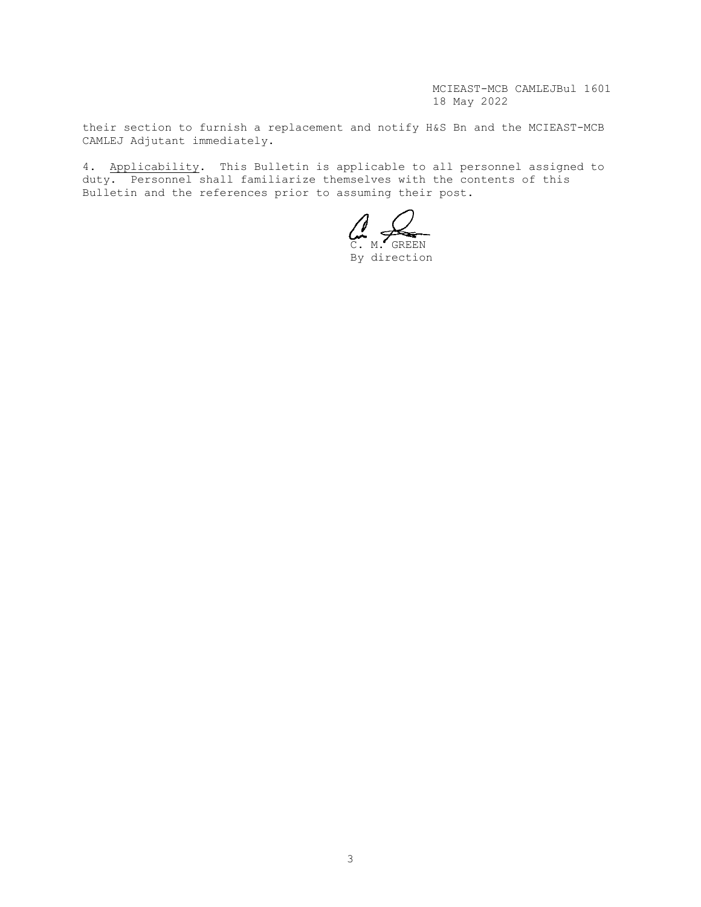their section to furnish a replacement and notify H&S Bn and the MCIEAST-MCB CAMLEJ Adjutant immediately.

4. Applicability. This Bulletin is applicable to all personnel assigned to duty. Personnel shall familiarize themselves with the contents of this Bulletin and the references prior to assuming their post.

C. M. GREEN
By direction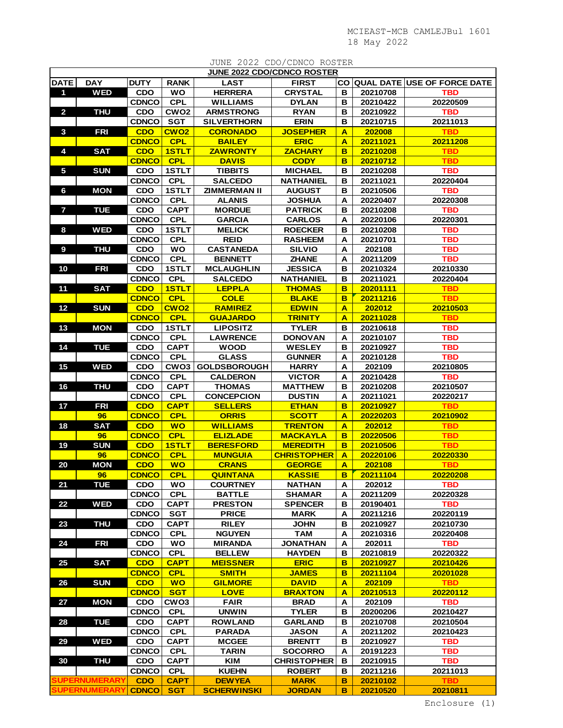MCIEAST-MCB CAMLEJBul 1601
18 May 2022

JUNE 2022 CDO/CDNCO ROSTER

| JUNE 2022 CDO/CDNCO ROSTER | | | | | | | | |
|---|---|---|---|---|---|---|---|---|
| DATE | DAY | DUTY | RANK | LAST | FIRST | CO | QUAL DATE | USE OF FORCE DATE |
| 1 | WED | CDO | WO | HERRERA | CRYSTAL | B | 20210708 | TBD |
| | | CDNCO | CPL | WILLIAMS | DYLAN | B | 20210422 | 20220509 |
| 2 | THU | CDO | CWO2 | ARMSTRONG | RYAN | B | 20210922 | TBD |
| | | CDNCO | SGT | SILVERTHORN | ERIN | B | 20210715 | 20211013 |
| 3 | FRI | CDO | CWO2 | CORONADO | JOSEPHER | A | 202008 | TBD |
| | | CDNCO | CPL | BAILEY | ERIC | A | 20211021 | 20211208 |
| 4 | SAT | CDO | 1STLT | ZAWRONTY | ZACHARY | B | 20210208 | TBD |
| | | CDNCO | CPL | DAVIS | CODY | B | 20210712 | TBD |
| 5 | SUN | CDO | 1STLT | TIBBITS | MICHAEL | B | 20210208 | TBD |
| | | CDNCO | CPL | SALCEDO | NATHANIEL | B | 20211021 | 20220404 |
| 6 | MON | CDO | 1STLT | ZIMMERMAN II | AUGUST | B | 20210506 | TBD |
| | | CDNCO | CPL | ALANIS | JOSHUA | A | 20220407 | 20220308 |
| 7 | TUE | CDO | CAPT | MORDUE | PATRICK | B | 20210208 | TBD |
| | | CDNCO | CPL | GARCIA | CARLOS | A | 20220106 | 20220301 |
| 8 | WED | CDO | 1STLT | MELICK | ROECKER | B | 20210208 | TBD |
| | | CDNCO | CPL | REID | RASHEEM | A | 20210701 | TBD |
| 9 | THU | CDO | WO | CASTANEDA | SILVIO | A | 202108 | TBD |
| | | CDNCO | CPL | BENNETT | ZHANE | A | 20211209 | TBD |
| 10 | FRI | CDO | 1STLT | MCLAUGHLIN | JESSICA | B | 20210324 | 20210330 |
| | | CDNCO | CPL | SALCEDO | NATHANIEL | B | 20211021 | 20220404 |
| 11 | SAT | CDO | 1STLT | LEPPLA | THOMAS | B | 20201111 | TBD |
| | | CDNCO | CPL | COLE | BLAKE | B | 20211216 | TBD |
| 12 | SUN | CDO | CWO2 | RAMIREZ | EDWIN | A | 202012 | 20210503 |
| | | CDNCO | CPL | GUAJARDO | TRINITY | A | 20211028 | TBD |
| 13 | MON | CDO | 1STLT | LIPOSITZ | TYLER | B | 20210618 | TBD |
| | | CDNCO | CPL | LAWRENCE | DONOVAN | A | 20210107 | TBD |
| 14 | TUE | CDO | CAPT | WOOD | WESLEY | B | 20210927 | TBD |
| | | CDNCO | CPL | GLASS | GUNNER | A | 20210128 | TBD |
| 15 | WED | CDO | CWO3 | GOLDSBOROUGH | HARRY | A | 202109 | 20210805 |
| | | CDNCO | CPL | CALDERON | VICTOR | A | 20210428 | TBD |
| 16 | THU | CDO | CAPT | THOMAS | MATTHEW | B | 20210208 | 20210507 |
| | | CDNCO | CPL | CONCEPCION | DUSTIN | A | 20211021 | 20220217 |
| 17 | FRI | CDO | CAPT | SELLERS | ETHAN | B | 20210927 | TBD |
| | 96 | CDNCO | CPL | ORRIS | SCOTT | A | 20220203 | 20210902 |
| 18 | SAT | CDO | WO | WILLIAMS | TRENTON | A | 202012 | TBD |
| | 96 | CDNCO | CPL | ELIZLADE | MACKAYLA | B | 20220506 | TBD |
| 19 | SUN | CDO | 1STLT | BERESFORD | MEREDITH | B | 20210506 | TBD |
| | 96 | CDNCO | CPL | MUNGUIA | CHRISTOPHER | A | 20220106 | 20220330 |
| 20 | MON | CDO | WO | CRANS | GEORGE | A | 202108 | TBD |
| | 96 | CDNCO | CPL | QUINTANA | KASSIE | B | 20211104 | 20220208 |
| 21 | TUE | CDO | WO | COURTNEY | NATHAN | A | 202012 | TBD |
| | | CDNCO | CPL | BATTLE | SHAMAR | A | 20211209 | 20220328 |
| 22 | WED | CDO | CAPT | PRESTON | SPENCER | B | 20190401 | TBD |
| | | CDNCO | SGT | PRICE | MARK | A | 20211216 | 20220119 |
| 23 | THU | CDO | CAPT | RILEY | JOHN | B | 20210927 | 20210730 |
| | | CDNCO | CPL | NGUYEN | TAM | A | 20210316 | 20220408 |
| 24 | FRI | CDO | WO | MIRANDA | JONATHAN | A | 202011 | TBD |
| | | CDNCO | CPL | BELLEW | HAYDEN | B | 20210819 | 20220322 |
| 25 | SAT | CDO | CAPT | MEISSNER | ERIC | B | 20210927 | 20210426 |
| | | CDNCO | CPL | SMITH | JAMES | B | 20211104 | 20201028 |
| 26 | SUN | CDO | WO | GILMORE | DAVID | A | 202109 | TBD |
| | | CDNCO | SGT | LOVE | BRAXTON | A | 20210513 | 20220112 |
| 27 | MON | CDO | CWO3 | FAIR | BRAD | A | 202109 | TBD |
| | | CDNCO | CPL | UNWIN | TYLER | B | 20200206 | 20210427 |
| 28 | TUE | CDO | CAPT | ROWLAND | GARLAND | B | 20210708 | 20210504 |
| | | CDNCO | CPL | PARADA | JASON | A | 20211202 | 20210423 |
| 29 | WED | CDO | CAPT | MCGEE | BRENTT | B | 20210927 | TBD |
| | | CDNCO | CPL | TARIN | SOCORRO | A | 20191223 | TBD |
| 30 | THU | CDO | CAPT | KIM | CHRISTOPHER | B | 20210915 | TBD |
| | | CDNCO | CPL | KUEHN | ROBERT | B | 20211216 | 20211013 |
| SUPERNUMERARY | | CDO | CAPT | DEWYEA | MARK | B | 20210102 | TBD |
| SUPERNUMERARY | | CDNCO | SGT | SCHERWINSKI | JORDAN | B | 20210520 | 20210811 |

Enclosure (1)